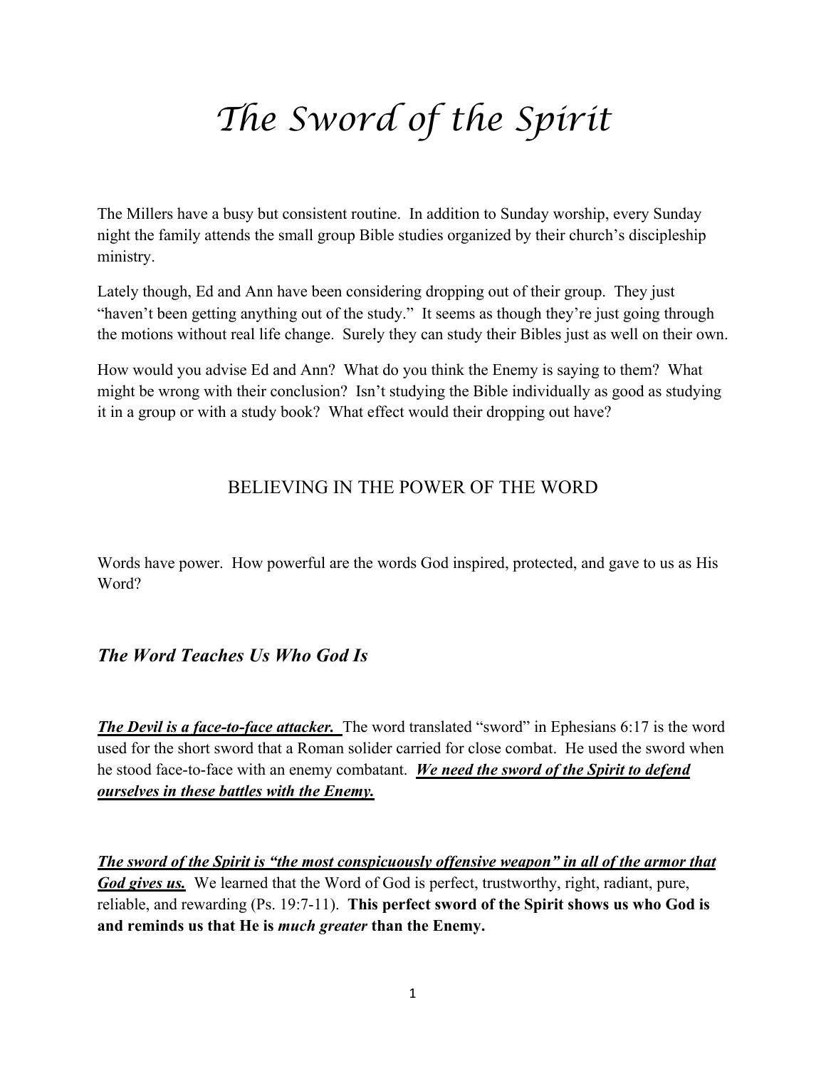# The Sword of the Spirit

The Millers have a busy but consistent routine. In addition to Sunday worship, every Sunday night the family attends the small group Bible studies organized by their church's discipleship ministry.

Lately though, Ed and Ann have been considering dropping out of their group. They just "haven't been getting anything out of the study." It seems as though they're just going through the motions without real life change. Surely they can study their Bibles just as well on their own.

How would you advise Ed and Ann? What do you think the Enemy is saying to them? What might be wrong with their conclusion? Isn't studying the Bible individually as good as studying it in a group or with a study book? What effect would their dropping out have?

## BELIEVING IN THE POWER OF THE WORD

Words have power. How powerful are the words God inspired, protected, and gave to us as His Word?

### *The Word Teaches Us Who God Is*

***The Devil is a face-to-face attacker.*** The word translated "sword" in Ephesians 6:17 is the word used for the short sword that a Roman solider carried for close combat. He used the sword when he stood face-to-face with an enemy combatant. ***We need the sword of the Spirit to defend ourselves in these battles with the Enemy.***

***The sword of the Spirit is "the most conspicuously offensive weapon" in all of the armor that God gives us.*** We learned that the Word of God is perfect, trustworthy, right, radiant, pure, reliable, and rewarding (Ps. 19:7-11). **This perfect sword of the Spirit shows us who God is and reminds us that He is *much greater* than the Enemy.**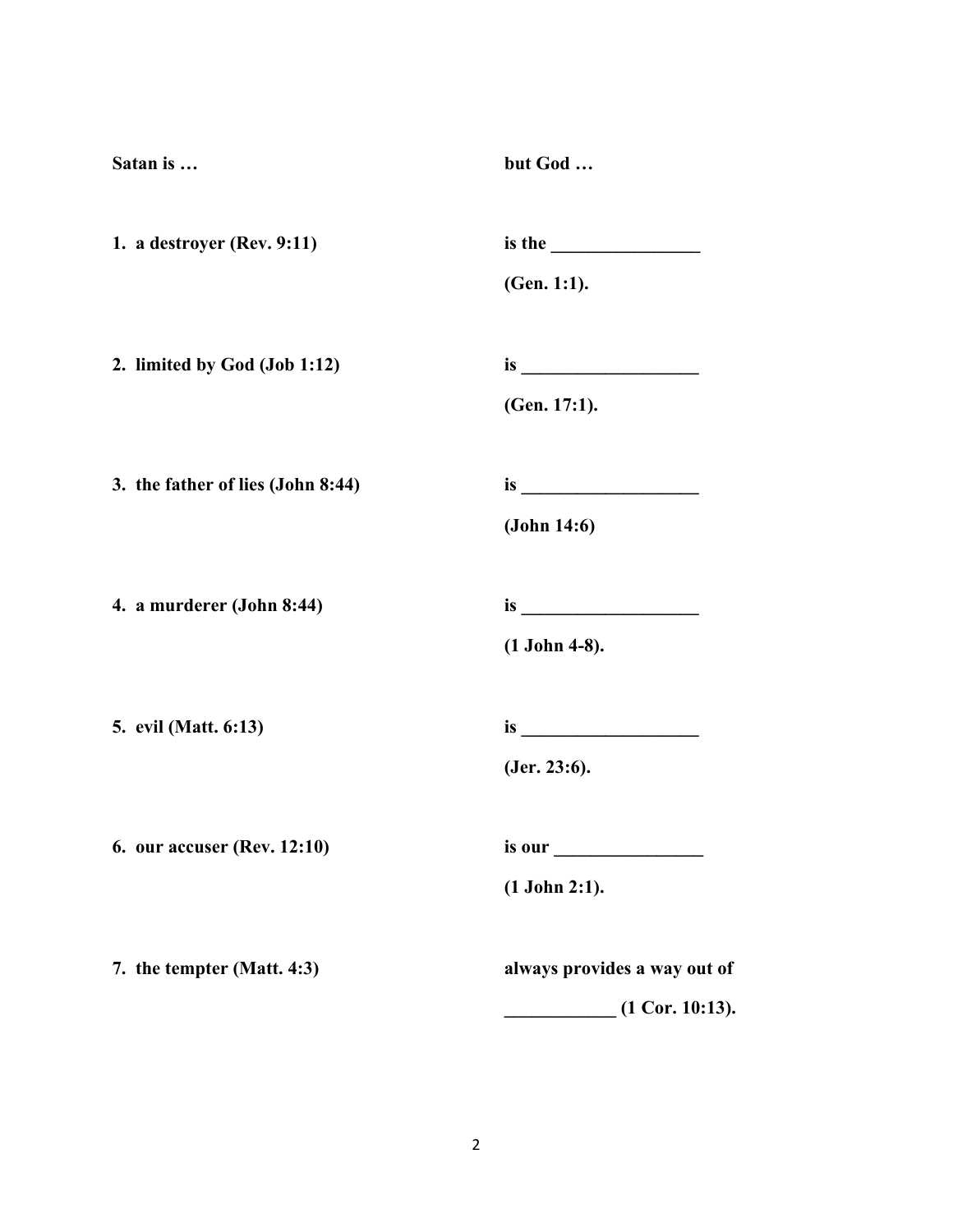| **Satan is …** | **but God …** |
|---|---|
| **1. a destroyer (Rev. 9:11)** | **is the ________________ (Gen. 1:1).** |
| **2. limited by God (Job 1:12)** | **is ___________________ (Gen. 17:1).** |
| **3. the father of lies (John 8:44)** | **is ___________________ (John 14:6)** |
| **4. a murderer (John 8:44)** | **is ___________________ (1 John 4-8).** |
| **5. evil (Matt. 6:13)** | **is ___________________ (Jer. 23:6).** |
| **6. our accuser (Rev. 12:10)** | **is our ________________ (1 John 2:1).** |
| **7. the tempter (Matt. 4:3)** | **always provides a way out of ____________ (1 Cor. 10:13).** |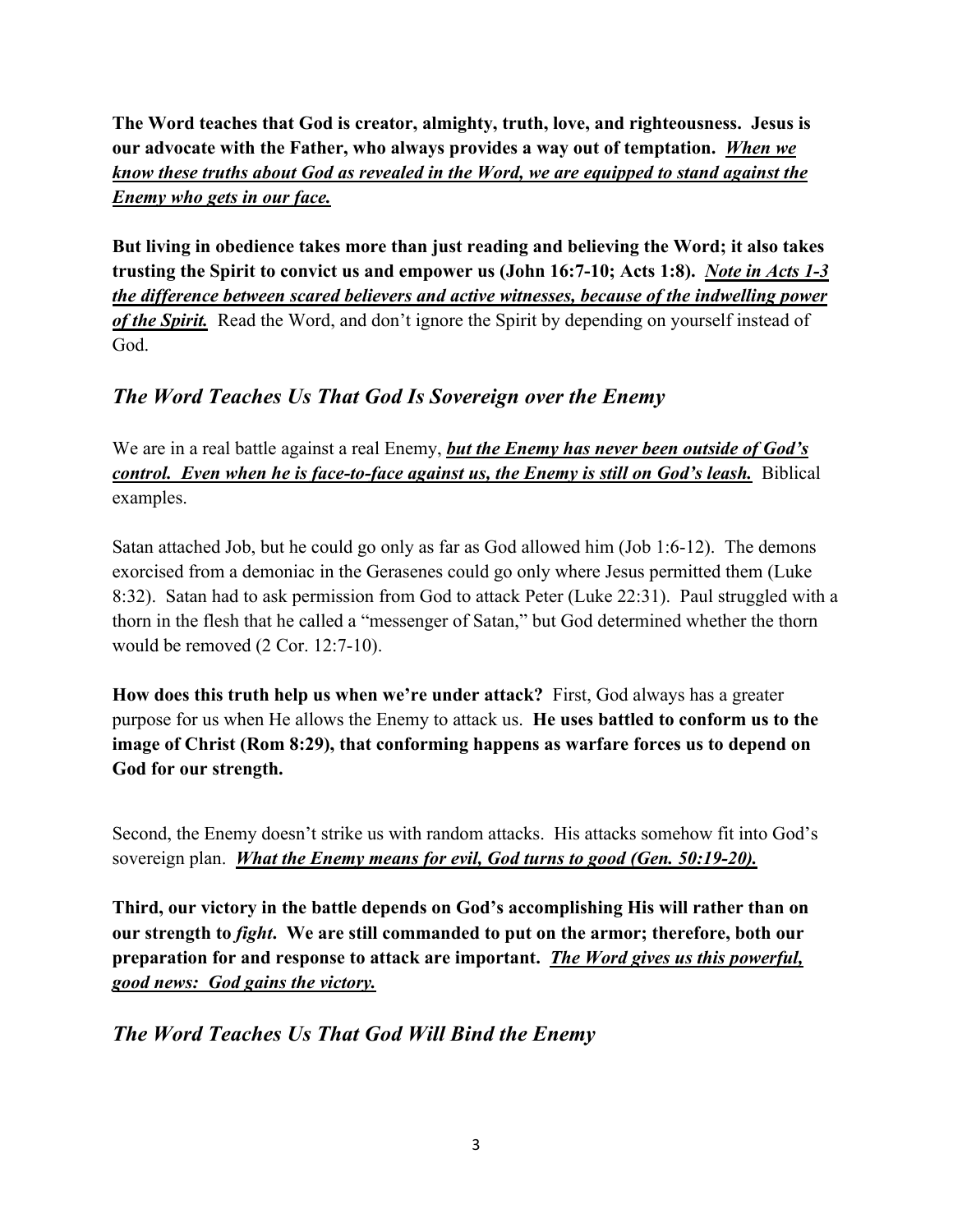**The Word teaches that God is creator, almighty, truth, love, and righteousness. Jesus is our advocate with the Father, who always provides a way out of temptation.** ***<u>When we know these truths about God as revealed in the Word, we are equipped to stand against the Enemy who gets in our face.</u>***

**But living in obedience takes more than just reading and believing the Word; it also takes trusting the Spirit to convict us and empower us (John 16:7-10; Acts 1:8).** ***<u>Note in Acts 1-3 the difference between scared believers and active witnesses, because of the indwelling power of the Spirit.</u>*** Read the Word, and don't ignore the Spirit by depending on yourself instead of God.

## *The Word Teaches Us That God Is Sovereign over the Enemy*

We are in a real battle against a real Enemy, ***<u>but the Enemy has never been outside of God's control. Even when he is face-to-face against us, the Enemy is still on God's leash.</u>*** Biblical examples.

Satan attached Job, but he could go only as far as God allowed him (Job 1:6-12). The demons exorcised from a demoniac in the Gerasenes could go only where Jesus permitted them (Luke 8:32). Satan had to ask permission from God to attack Peter (Luke 22:31). Paul struggled with a thorn in the flesh that he called a "messenger of Satan," but God determined whether the thorn would be removed (2 Cor. 12:7-10).

**How does this truth help us when we're under attack?** First, God always has a greater purpose for us when He allows the Enemy to attack us. **He uses battled to conform us to the image of Christ (Rom 8:29), that conforming happens as warfare forces us to depend on God for our strength.**

Second, the Enemy doesn't strike us with random attacks. His attacks somehow fit into God's sovereign plan. ***<u>What the Enemy means for evil, God turns to good (Gen. 50:19-20).</u>***

**Third, our victory in the battle depends on God's accomplishing His will rather than on our strength to *fight*. We are still commanded to put on the armor; therefore, both our preparation for and response to attack are important.** ***<u>The Word gives us this powerful, good news: God gains the victory.</u>***

## *The Word Teaches Us That God Will Bind the Enemy*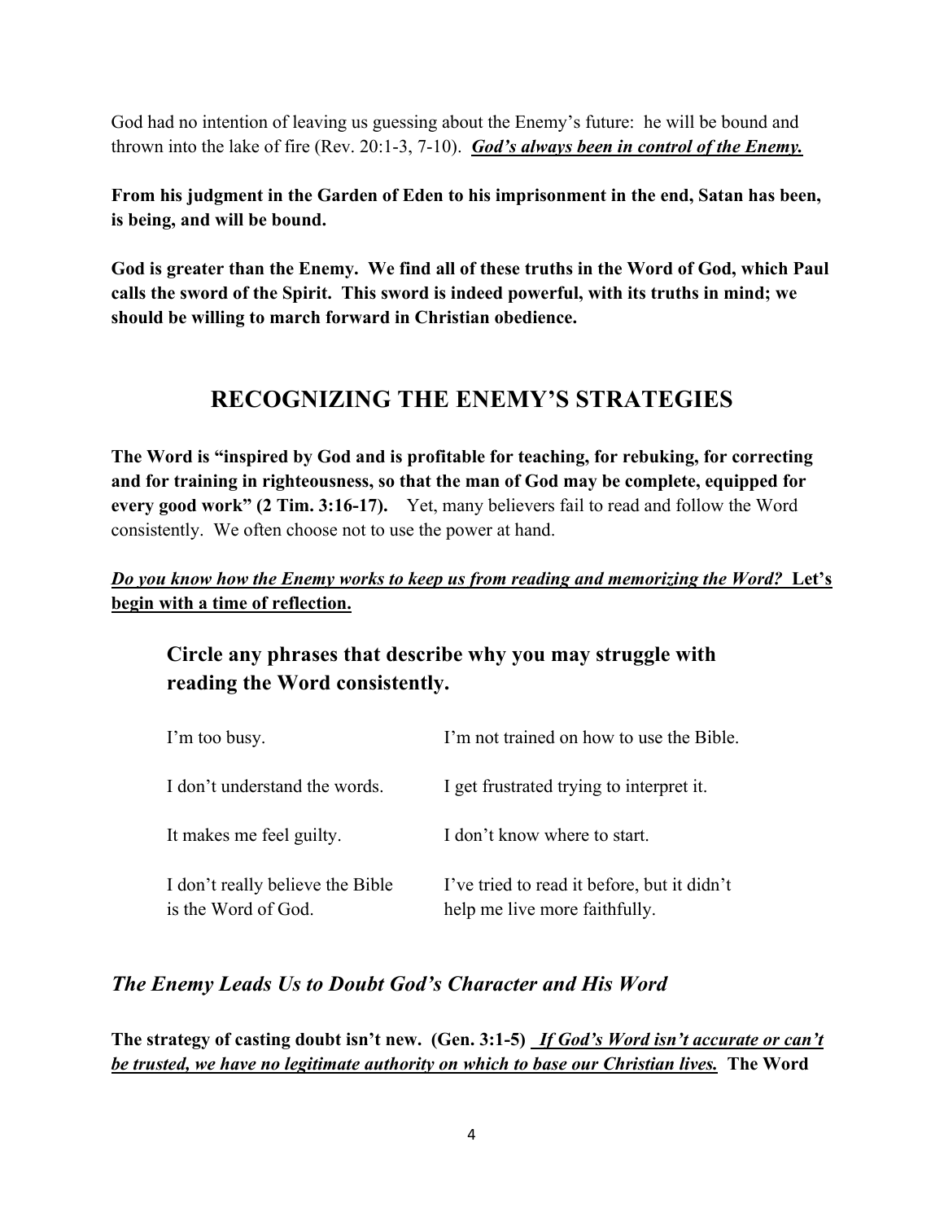God had no intention of leaving us guessing about the Enemy's future: he will be bound and thrown into the lake of fire (Rev. 20:1-3, 7-10). ***God's always been in control of the Enemy.***

**From his judgment in the Garden of Eden to his imprisonment in the end, Satan has been, is being, and will be bound.**

**God is greater than the Enemy. We find all of these truths in the Word of God, which Paul calls the sword of the Spirit. This sword is indeed powerful, with its truths in mind; we should be willing to march forward in Christian obedience.**

## RECOGNIZING THE ENEMY'S STRATEGIES

**The Word is "inspired by God and is profitable for teaching, for rebuking, for correcting and for training in righteousness, so that the man of God may be complete, equipped for every good work" (2 Tim. 3:16-17).** Yet, many believers fail to read and follow the Word consistently. We often choose not to use the power at hand.

***Do you know how the Enemy works to keep us from reading and memorizing the Word?*** **Let's begin with a time of reflection.**

### Circle any phrases that describe why you may struggle with reading the Word consistently.

| | |
|---|---|
| I'm too busy. | I'm not trained on how to use the Bible. |
| I don't understand the words. | I get frustrated trying to interpret it. |
| It makes me feel guilty. | I don't know where to start. |
| I don't really believe the Bible is the Word of God. | I've tried to read it before, but it didn't help me live more faithfully. |

### *The Enemy Leads Us to Doubt God's Character and His Word*

**The strategy of casting doubt isn't new. (Gen. 3:1-5)** ***If God's Word isn't accurate or can't be trusted, we have no legitimate authority on which to base our Christian lives.*** **The Word**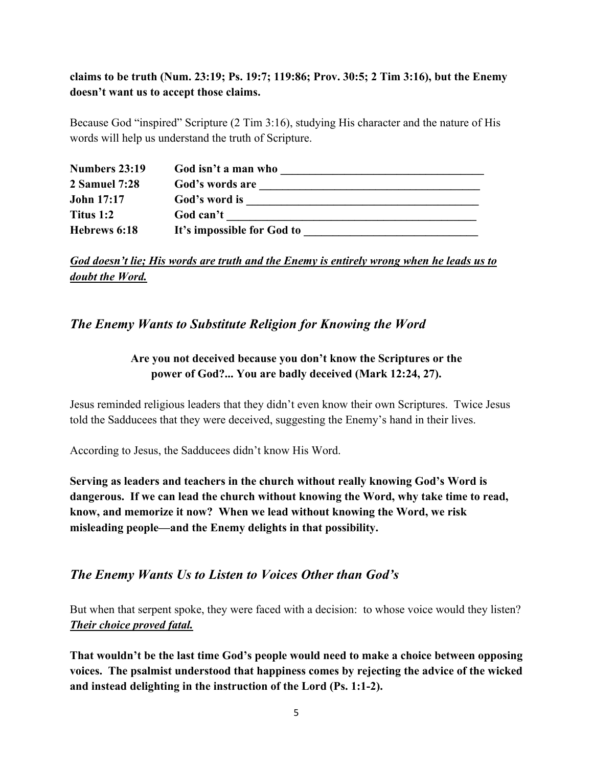**claims to be truth (Num. 23:19; Ps. 19:7; 119:86; Prov. 30:5; 2 Tim 3:16), but the Enemy doesn't want us to accept those claims.**

Because God "inspired" Scripture (2 Tim 3:16), studying His character and the nature of His words will help us understand the truth of Scripture.

| | |
|---|---|
| **Numbers 23:19** | **God isn't a man who \_\_\_\_\_\_\_\_\_\_\_\_\_\_\_\_\_\_\_\_\_\_\_\_\_\_\_\_\_\_\_\_\_\_\_\_** |
| **2 Samuel 7:28** | **God's words are \_\_\_\_\_\_\_\_\_\_\_\_\_\_\_\_\_\_\_\_\_\_\_\_\_\_\_\_\_\_\_\_\_\_\_\_\_\_\_** |
| **John 17:17** | **God's word is \_\_\_\_\_\_\_\_\_\_\_\_\_\_\_\_\_\_\_\_\_\_\_\_\_\_\_\_\_\_\_\_\_\_\_\_\_\_\_\_\_** |
| **Titus 1:2** | **God can't \_\_\_\_\_\_\_\_\_\_\_\_\_\_\_\_\_\_\_\_\_\_\_\_\_\_\_\_\_\_\_\_\_\_\_\_\_\_\_\_\_\_\_\_** |
| **Hebrews 6:18** | **It's impossible for God to \_\_\_\_\_\_\_\_\_\_\_\_\_\_\_\_\_\_\_\_\_\_\_\_\_\_\_\_\_\_** |

***God doesn't lie; His words are truth and the Enemy is entirely wrong when he leads us to doubt the Word.***

## *The Enemy Wants to Substitute Religion for Knowing the Word*

**Are you not deceived because you don't know the Scriptures or the power of God?... You are badly deceived (Mark 12:24, 27).**

Jesus reminded religious leaders that they didn't even know their own Scriptures. Twice Jesus told the Sadducees that they were deceived, suggesting the Enemy's hand in their lives.

According to Jesus, the Sadducees didn't know His Word.

**Serving as leaders and teachers in the church without really knowing God's Word is dangerous. If we can lead the church without knowing the Word, why take time to read, know, and memorize it now? When we lead without knowing the Word, we risk misleading people—and the Enemy delights in that possibility.**

## *The Enemy Wants Us to Listen to Voices Other than God's*

But when that serpent spoke, they were faced with a decision: to whose voice would they listen? ***Their choice proved fatal.***

**That wouldn't be the last time God's people would need to make a choice between opposing voices. The psalmist understood that happiness comes by rejecting the advice of the wicked and instead delighting in the instruction of the Lord (Ps. 1:1-2).**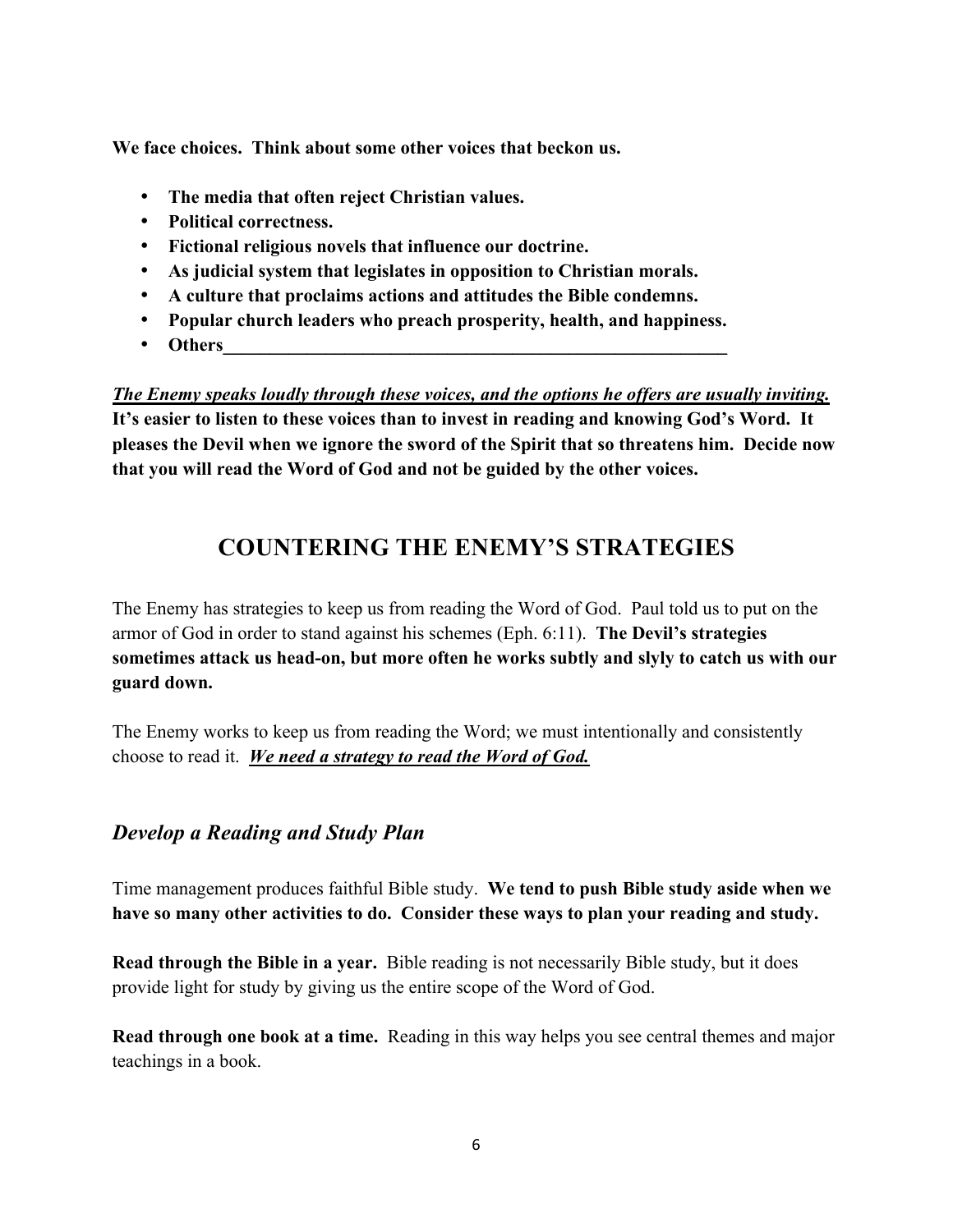**We face choices. Think about some other voices that beckon us.**

- **The media that often reject Christian values.**
- **Political correctness.**
- **Fictional religious novels that influence our doctrine.**
- **As judicial system that legislates in opposition to Christian morals.**
- **A culture that proclaims actions and attitudes the Bible condemns.**
- **Popular church leaders who preach prosperity, health, and happiness.**
- **Others___________________________________________________________**

***The Enemy speaks loudly through these voices, and the options he offers are usually inviting.*** **It's easier to listen to these voices than to invest in reading and knowing God's Word. It pleases the Devil when we ignore the sword of the Spirit that so threatens him. Decide now that you will read the Word of God and not be guided by the other voices.**

## COUNTERING THE ENEMY'S STRATEGIES

The Enemy has strategies to keep us from reading the Word of God. Paul told us to put on the armor of God in order to stand against his schemes (Eph. 6:11). **The Devil's strategies sometimes attack us head-on, but more often he works subtly and slyly to catch us with our guard down.**

The Enemy works to keep us from reading the Word; we must intentionally and consistently choose to read it. ***We need a strategy to read the Word of God.***

### *Develop a Reading and Study Plan*

Time management produces faithful Bible study. **We tend to push Bible study aside when we have so many other activities to do. Consider these ways to plan your reading and study.**

**Read through the Bible in a year.** Bible reading is not necessarily Bible study, but it does provide light for study by giving us the entire scope of the Word of God.

**Read through one book at a time.** Reading in this way helps you see central themes and major teachings in a book.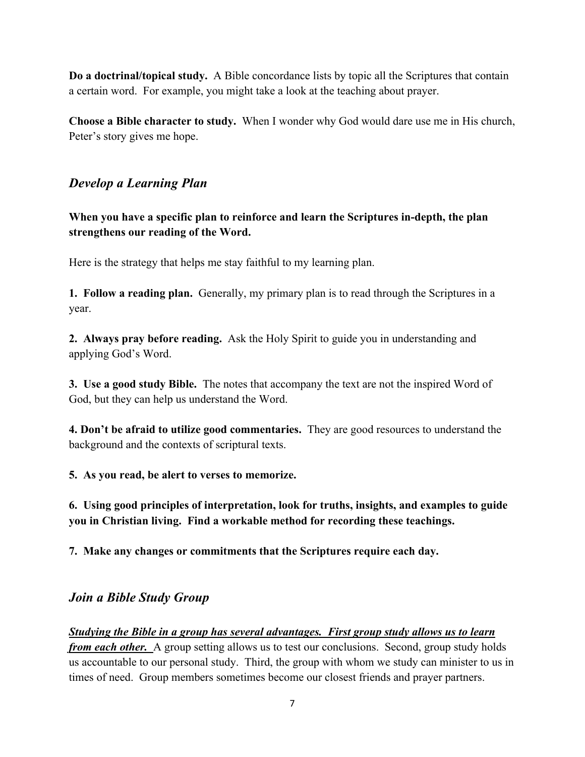**Do a doctrinal/topical study.** A Bible concordance lists by topic all the Scriptures that contain a certain word. For example, you might take a look at the teaching about prayer.

**Choose a Bible character to study.** When I wonder why God would dare use me in His church, Peter's story gives me hope.

## *Develop a Learning Plan*

**When you have a specific plan to reinforce and learn the Scriptures in-depth, the plan strengthens our reading of the Word.**

Here is the strategy that helps me stay faithful to my learning plan.

**1. Follow a reading plan.** Generally, my primary plan is to read through the Scriptures in a year.

**2. Always pray before reading.** Ask the Holy Spirit to guide you in understanding and applying God's Word.

**3. Use a good study Bible.** The notes that accompany the text are not the inspired Word of God, but they can help us understand the Word.

**4. Don't be afraid to utilize good commentaries.** They are good resources to understand the background and the contexts of scriptural texts.

**5. As you read, be alert to verses to memorize.**

**6. Using good principles of interpretation, look for truths, insights, and examples to guide you in Christian living. Find a workable method for recording these teachings.**

**7. Make any changes or commitments that the Scriptures require each day.**

## *Join a Bible Study Group*

***<u>Studying the Bible in a group has several advantages. First group study allows us to learn from each other.</u>*** A group setting allows us to test our conclusions. Second, group study holds us accountable to our personal study. Third, the group with whom we study can minister to us in times of need. Group members sometimes become our closest friends and prayer partners.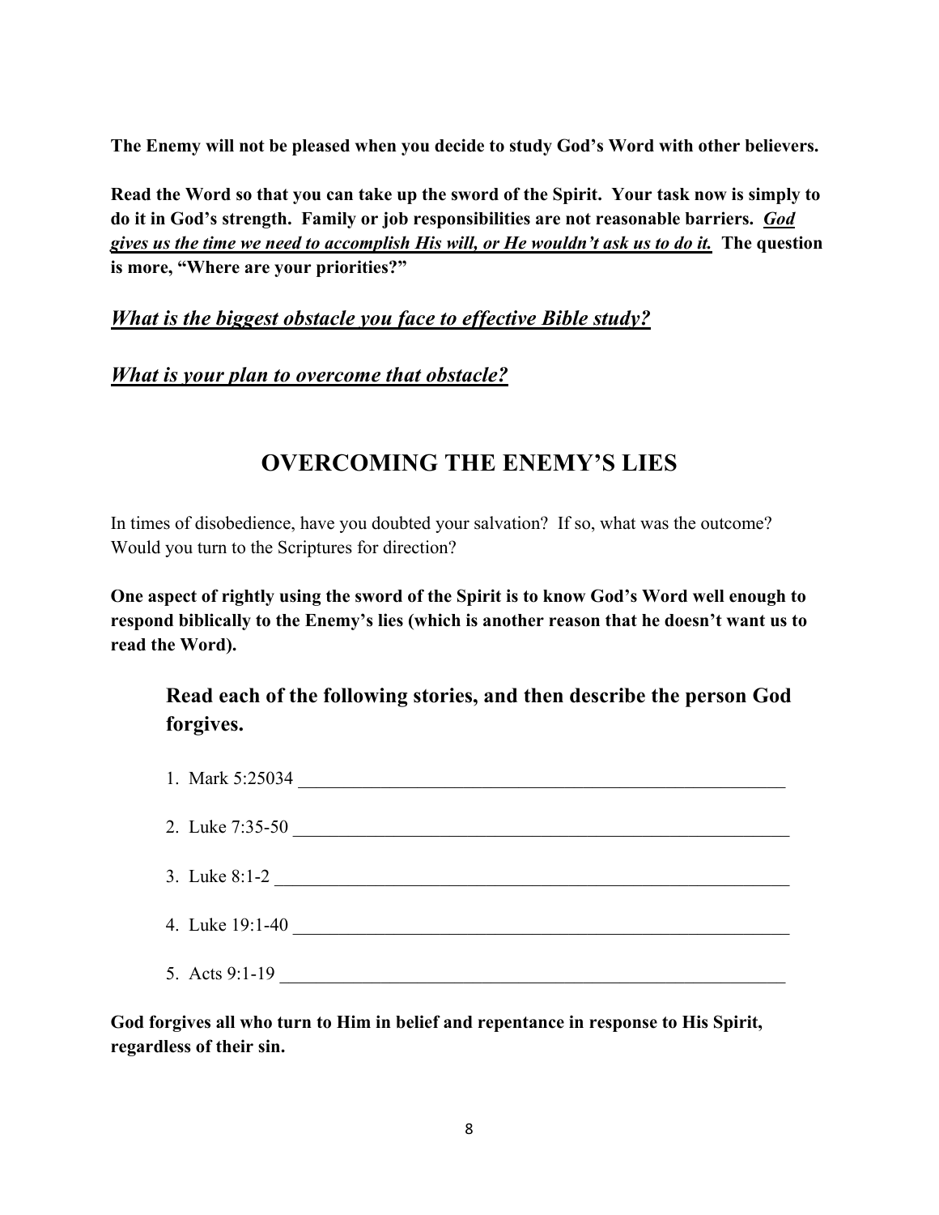**The Enemy will not be pleased when you decide to study God's Word with other believers.**

**Read the Word so that you can take up the sword of the Spirit. Your task now is simply to do it in God's strength. Family or job responsibilities are not reasonable barriers. *<u>God gives us the time we need to accomplish His will, or He wouldn't ask us to do it.</u>* The question is more, "Where are your priorities?"**

***<u>What is the biggest obstacle you face to effective Bible study?</u>***

***<u>What is your plan to overcome that obstacle?</u>***

## OVERCOMING THE ENEMY'S LIES

In times of disobedience, have you doubted your salvation? If so, what was the outcome? Would you turn to the Scriptures for direction?

**One aspect of rightly using the sword of the Spirit is to know God's Word well enough to respond biblically to the Enemy's lies (which is another reason that he doesn't want us to read the Word).**

### Read each of the following stories, and then describe the person God forgives.

1. Mark 5:25034 ____________________________________________
2. Luke 7:35-50 ____________________________________________
3. Luke 8:1-2 ____________________________________________
4. Luke 19:1-40 ____________________________________________
5. Acts 9:1-19 ____________________________________________

**God forgives all who turn to Him in belief and repentance in response to His Spirit, regardless of their sin.**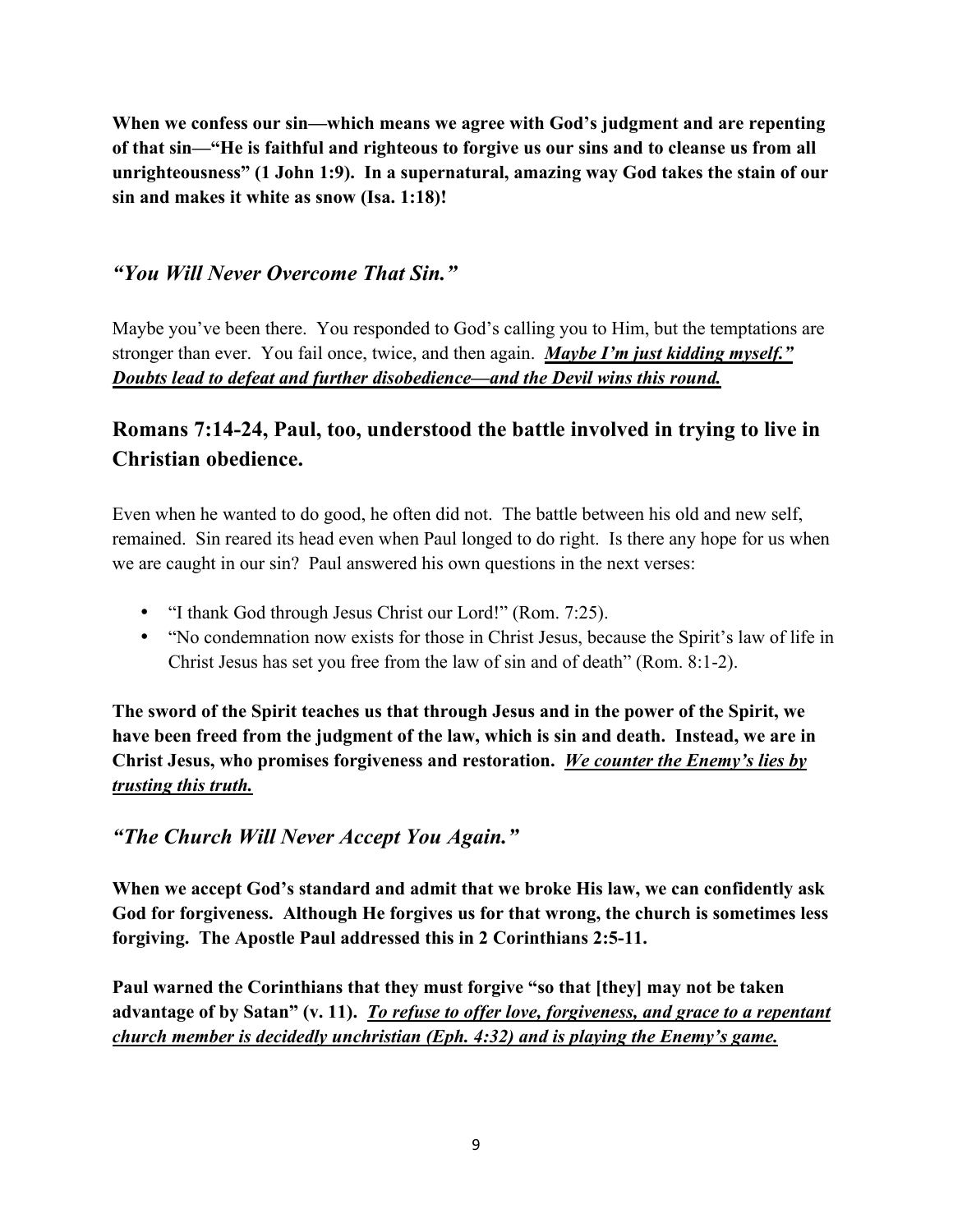**When we confess our sin—which means we agree with God's judgment and are repenting of that sin—"He is faithful and righteous to forgive us our sins and to cleanse us from all unrighteousness" (1 John 1:9). In a supernatural, amazing way God takes the stain of our sin and makes it white as snow (Isa. 1:18)!**

### *"You Will Never Overcome That Sin."*

Maybe you've been there. You responded to God's calling you to Him, but the temptations are stronger than ever. You fail once, twice, and then again. ***<u>Maybe I'm just kidding myself." Doubts lead to defeat and further disobedience—and the Devil wins this round.</u>***

## Romans 7:14-24, Paul, too, understood the battle involved in trying to live in Christian obedience.

Even when he wanted to do good, he often did not. The battle between his old and new self, remained. Sin reared its head even when Paul longed to do right. Is there any hope for us when we are caught in our sin? Paul answered his own questions in the next verses:

- "I thank God through Jesus Christ our Lord!" (Rom. 7:25).
- "No condemnation now exists for those in Christ Jesus, because the Spirit's law of life in Christ Jesus has set you free from the law of sin and of death" (Rom. 8:1-2).

**The sword of the Spirit teaches us that through Jesus and in the power of the Spirit, we have been freed from the judgment of the law, which is sin and death. Instead, we are in Christ Jesus, who promises forgiveness and restoration. *<u>We counter the Enemy's lies by trusting this truth.</u>***

### *"The Church Will Never Accept You Again."*

**When we accept God's standard and admit that we broke His law, we can confidently ask God for forgiveness. Although He forgives us for that wrong, the church is sometimes less forgiving. The Apostle Paul addressed this in 2 Corinthians 2:5-11.**

**Paul warned the Corinthians that they must forgive "so that [they] may not be taken advantage of by Satan" (v. 11). *<u>To refuse to offer love, forgiveness, and grace to a repentant church member is decidedly unchristian (Eph. 4:32) and is playing the Enemy's game.</u>***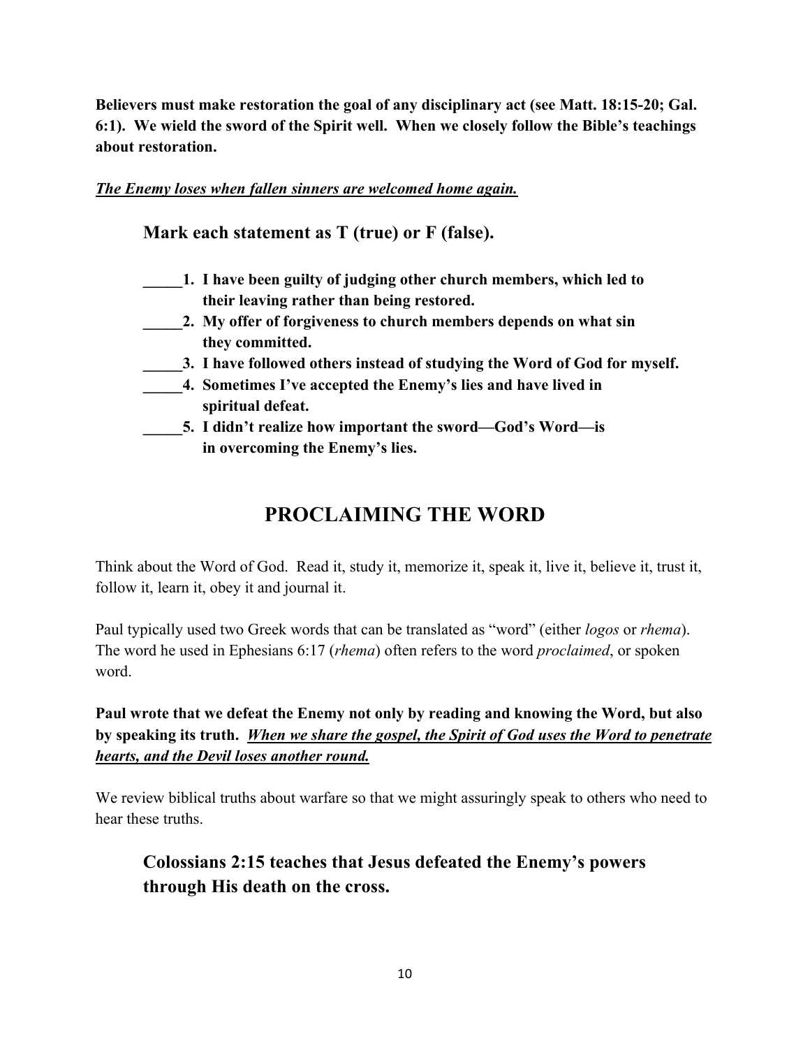**Believers must make restoration the goal of any disciplinary act (see Matt. 18:15-20; Gal. 6:1). We wield the sword of the Spirit well. When we closely follow the Bible's teachings about restoration.**

***<u>The Enemy loses when fallen sinners are welcomed home again.</u>***

**Mark each statement as T (true) or F (false).**

**_____1. I have been guilty of judging other church members, which led to their leaving rather than being restored.**
**_____2. My offer of forgiveness to church members depends on what sin they committed.**
**_____3. I have followed others instead of studying the Word of God for myself.**
**_____4. Sometimes I've accepted the Enemy's lies and have lived in spiritual defeat.**
**_____5. I didn't realize how important the sword—God's Word—is in overcoming the Enemy's lies.**

## PROCLAIMING THE WORD

Think about the Word of God. Read it, study it, memorize it, speak it, live it, believe it, trust it, follow it, learn it, obey it and journal it.

Paul typically used two Greek words that can be translated as "word" (either *logos* or *rhema*). The word he used in Ephesians 6:17 (*rhema*) often refers to the word *proclaimed*, or spoken word.

**Paul wrote that we defeat the Enemy not only by reading and knowing the Word, but also by speaking its truth. *<u>When we share the gospel, the Spirit of God uses the Word to penetrate hearts, and the Devil loses another round.</u>***

We review biblical truths about warfare so that we might assuringly speak to others who need to hear these truths.

**Colossians 2:15 teaches that Jesus defeated the Enemy's powers through His death on the cross.**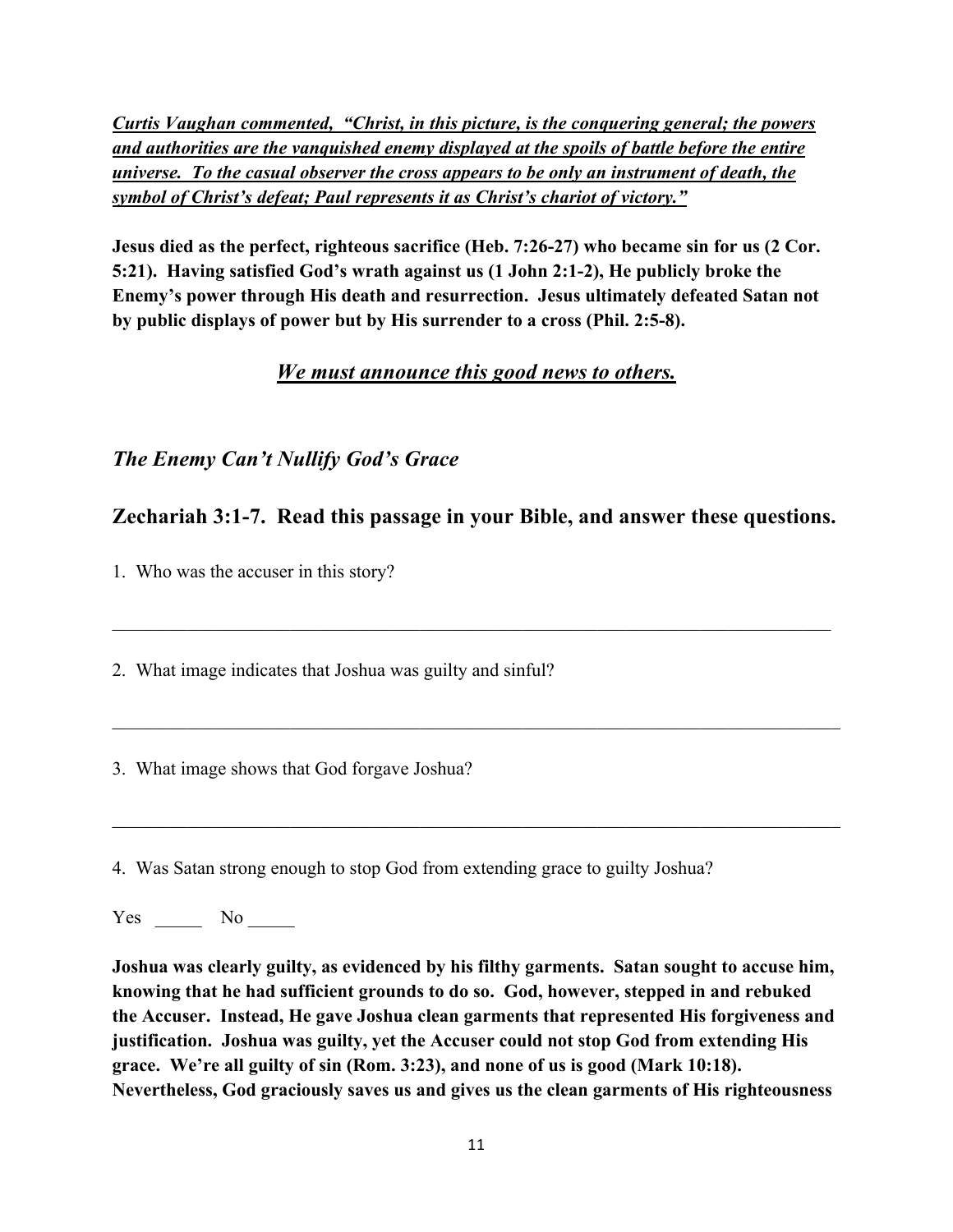***Curtis Vaughan commented, "Christ, in this picture, is the conquering general; the powers and authorities are the vanquished enemy displayed at the spoils of battle before the entire universe. To the casual observer the cross appears to be only an instrument of death, the symbol of Christ's defeat; Paul represents it as Christ's chariot of victory."***

**Jesus died as the perfect, righteous sacrifice (Heb. 7:26-27) who became sin for us (2 Cor. 5:21). Having satisfied God's wrath against us (1 John 2:1-2), He publicly broke the Enemy's power through His death and resurrection. Jesus ultimately defeated Satan not by public displays of power but by His surrender to a cross (Phil. 2:5-8).**

***We must announce this good news to others.***

## *The Enemy Can't Nullify God's Grace*

## Zechariah 3:1-7. Read this passage in your Bible, and answer these questions.

1. Who was the accuser in this story?

_______________________________________________________________________________

2. What image indicates that Joshua was guilty and sinful?

_______________________________________________________________________________

3. What image shows that God forgave Joshua?

_______________________________________________________________________________

4. Was Satan strong enough to stop God from extending grace to guilty Joshua?

Yes _____ No _____

**Joshua was clearly guilty, as evidenced by his filthy garments. Satan sought to accuse him, knowing that he had sufficient grounds to do so. God, however, stepped in and rebuked the Accuser. Instead, He gave Joshua clean garments that represented His forgiveness and justification. Joshua was guilty, yet the Accuser could not stop God from extending His grace. We're all guilty of sin (Rom. 3:23), and none of us is good (Mark 10:18). Nevertheless, God graciously saves us and gives us the clean garments of His righteousness**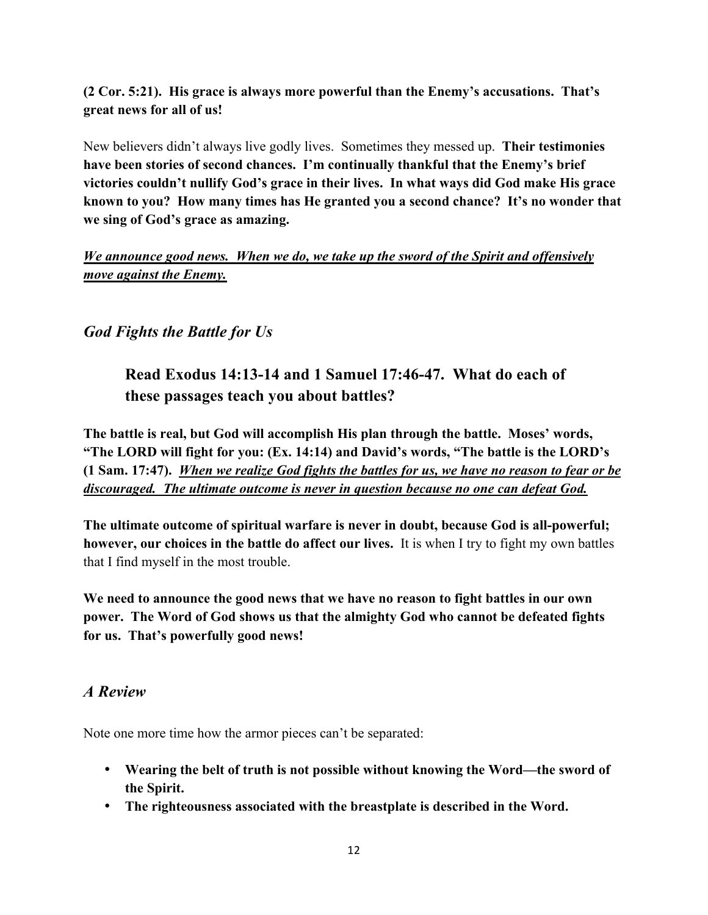**(2 Cor. 5:21). His grace is always more powerful than the Enemy's accusations. That's great news for all of us!**

New believers didn't always live godly lives. Sometimes they messed up. **Their testimonies have been stories of second chances. I'm continually thankful that the Enemy's brief victories couldn't nullify God's grace in their lives. In what ways did God make His grace known to you? How many times has He granted you a second chance? It's no wonder that we sing of God's grace as amazing.**

***<u>We announce good news. When we do, we take up the sword of the Spirit and offensively move against the Enemy.</u>***

## *God Fights the Battle for Us*

### Read Exodus 14:13-14 and 1 Samuel 17:46-47. What do each of these passages teach you about battles?

**The battle is real, but God will accomplish His plan through the battle. Moses' words, "The LORD will fight for you: (Ex. 14:14) and David's words, "The battle is the LORD's (1 Sam. 17:47).** ***<u>When we realize God fights the battles for us, we have no reason to fear or be discouraged. The ultimate outcome is never in question because no one can defeat God.</u>***

**The ultimate outcome of spiritual warfare is never in doubt, because God is all-powerful; however, our choices in the battle do affect our lives.** It is when I try to fight my own battles that I find myself in the most trouble.

**We need to announce the good news that we have no reason to fight battles in our own power. The Word of God shows us that the almighty God who cannot be defeated fights for us. That's powerfully good news!**

## *A Review*

Note one more time how the armor pieces can't be separated:

- **Wearing the belt of truth is not possible without knowing the Word—the sword of the Spirit.**
- **The righteousness associated with the breastplate is described in the Word.**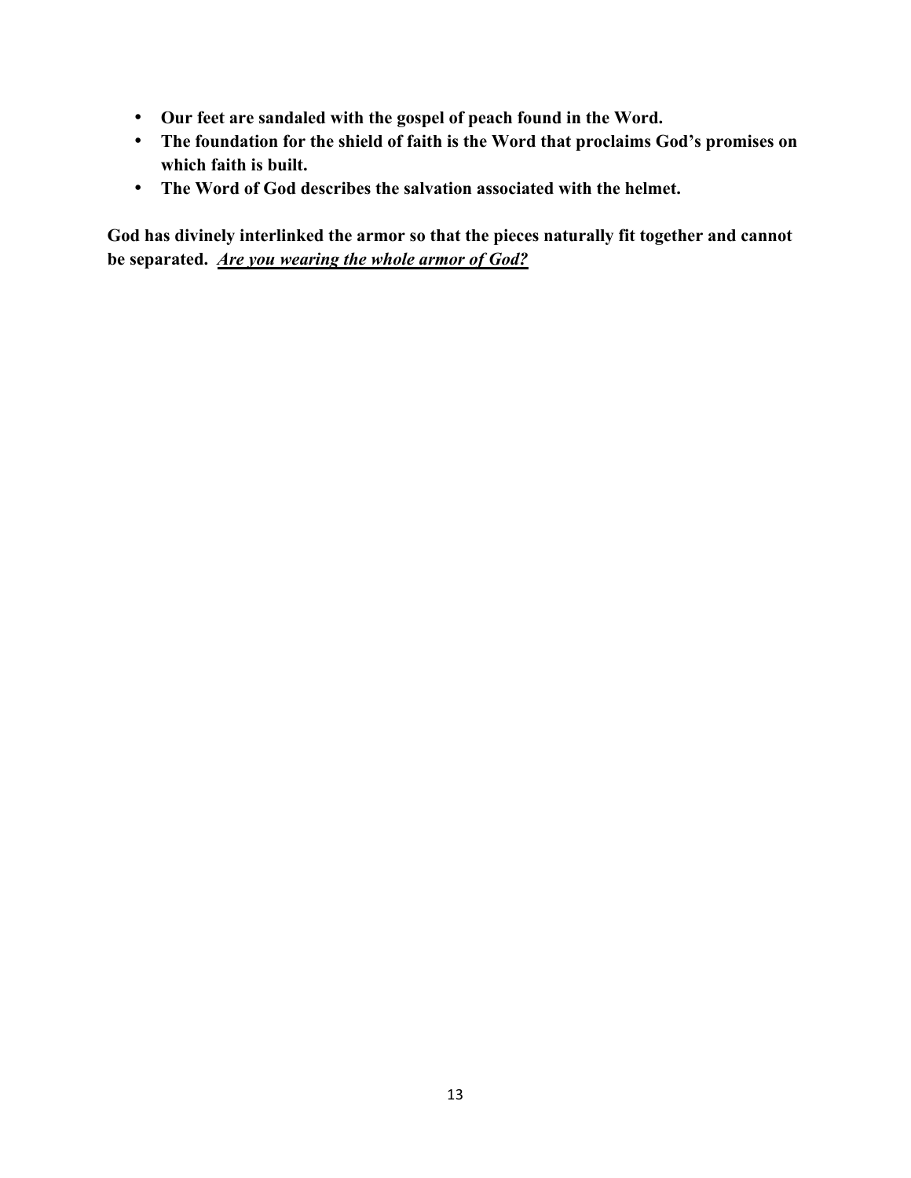- **Our feet are sandaled with the gospel of peach found in the Word.**
- **The foundation for the shield of faith is the Word that proclaims God's promises on which faith is built.**
- **The Word of God describes the salvation associated with the helmet.**

**God has divinely interlinked the armor so that the pieces naturally fit together and cannot be separated.** ***<u>Are you wearing the whole armor of God?</u>***